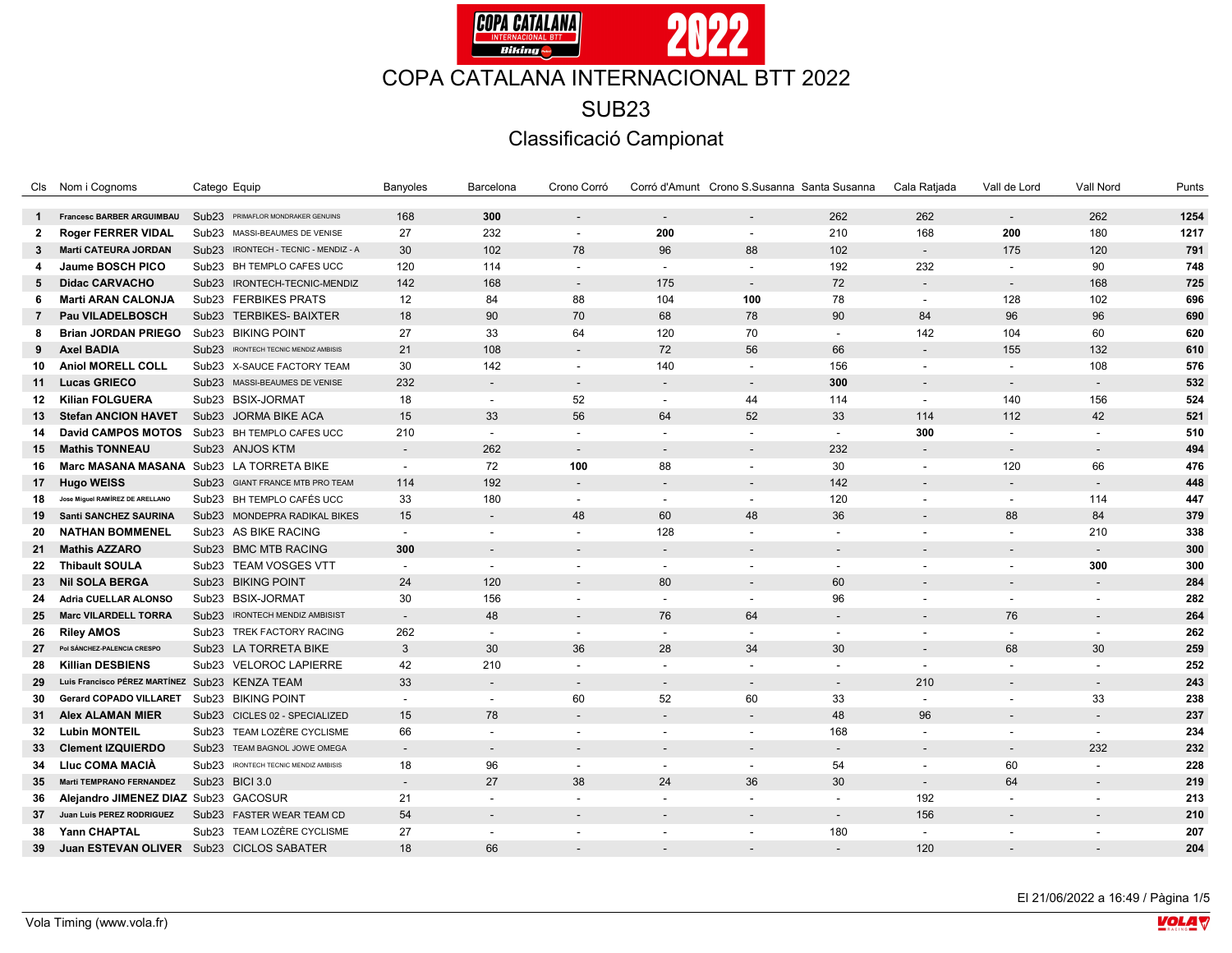# COPA CATALANA INTERNACIONAL BTT 2022

## SUB23

### Classificació Campionat

| Cls | Nom i Cognoms | Catego | Equip | Banyoles | Barcelona | Crono Corró | Corró d'Amunt | Crono S.Susanna | Santa Susanna | Cala Ratjada | Vall de Lord | Vall Nord | Punts |
|---|---|---|---|---|---|---|---|---|---|---|---|---|---|
| **1** | **Francesc BARBER ARGUIMBAU** | Sub23 | PRIMAFLOR MONDRAKER GENUINS | 168 | **300** | - | - | - | 262 | 262 | - | 262 | **1254** |
| **2** | **Roger FERRER VIDAL** | Sub23 | MASSI-BEAUMES DE VENISE | 27 | 232 | - | **200** | - | 210 | 168 | **200** | 180 | **1217** |
| **3** | **Marti CATEURA JORDAN** | Sub23 | IRONTECH - TECNIC - MENDIZ - A | 30 | 102 | 78 | 96 | 88 | 102 | - | 175 | 120 | **791** |
| **4** | **Jaume BOSCH PICO** | Sub23 | BH TEMPLO CAFES UCC | 120 | 114 | - | - | - | 192 | 232 | - | 90 | **748** |
| **5** | **Didac CARVACHO** | Sub23 | IRONTECH-TECNIC-MENDIZ | 142 | 168 | - | 175 | - | 72 | - | - | 168 | **725** |
| **6** | **Marti ARAN CALONJA** | Sub23 | FERBIKES PRATS | 12 | 84 | 88 | 104 | **100** | 78 | - | 128 | 102 | **696** |
| **7** | **Pau VILADELBOSCH** | Sub23 | TERBIKES- BAIXTER | 18 | 90 | 70 | 68 | 78 | 90 | 84 | 96 | 96 | **690** |
| **8** | **Brian JORDAN PRIEGO** | Sub23 | BIKING POINT | 27 | 33 | 64 | 120 | 70 | - | 142 | 104 | 60 | **620** |
| **9** | **Axel BADIA** | Sub23 | IRONTECH TECNIC MENDIZ AMBISIS | 21 | 108 | - | 72 | 56 | 66 | - | 155 | 132 | **610** |
| **10** | **Aniol MORELL COLL** | Sub23 | X-SAUCE FACTORY TEAM | 30 | 142 | - | 140 | - | 156 | - | - | 108 | **576** |
| **11** | **Lucas GRIECO** | Sub23 | MASSI-BEAUMES DE VENISE | 232 | - | - | - | - | **300** | - | - | - | **532** |
| **12** | **Kilian FOLGUERA** | Sub23 | BSIX-JORMAT | 18 | - | 52 | - | 44 | 114 | - | 140 | 156 | **524** |
| **13** | **Stefan ANCION HAVET** | Sub23 | JORMA BIKE ACA | 15 | 33 | 56 | 64 | 52 | 33 | 114 | 112 | 42 | **521** |
| **14** | **David CAMPOS MOTOS** | Sub23 | BH TEMPLO CAFES UCC | 210 | - | - | - | - | - | **300** | - | - | **510** |
| **15** | **Mathis TONNEAU** | Sub23 | ANJOS KTM | - | 262 | - | - | - | 232 | - | - | - | **494** |
| **16** | **Marc MASANA MASANA** | Sub23 | LA TORRETA BIKE | - | 72 | **100** | 88 | - | 30 | - | 120 | 66 | **476** |
| **17** | **Hugo WEISS** | Sub23 | GIANT FRANCE MTB PRO TEAM | 114 | 192 | - | - | - | 142 | - | - | - | **448** |
| **18** | **Jose Miguel RAMÍREZ DE ARELLANO** | Sub23 | BH TEMPLO CAFÉS UCC | 33 | 180 | - | - | - | 120 | - | - | 114 | **447** |
| **19** | **Santi SANCHEZ SAURINA** | Sub23 | MONDEPRA RADIKAL BIKES | 15 | - | 48 | 60 | 48 | 36 | - | 88 | 84 | **379** |
| **20** | **NATHAN BOMMENEL** | Sub23 | AS BIKE RACING | - | - | - | 128 | - | - | - | - | 210 | **338** |
| **21** | **Mathis AZZARO** | Sub23 | BMC MTB RACING | **300** | - | - | - | - | - | - | - | - | **300** |
| **22** | **Thibault SOULA** | Sub23 | TEAM VOSGES VTT | - | - | - | - | - | - | - | - | **300** | **300** |
| **23** | **Nil SOLA BERGA** | Sub23 | BIKING POINT | 24 | 120 | - | 80 | - | 60 | - | - | - | **284** |
| **24** | **Adria CUELLAR ALONSO** | Sub23 | BSIX-JORMAT | 30 | 156 | - | - | - | 96 | - | - | - | **282** |
| **25** | **Marc VILARDELL TORRA** | Sub23 | IRONTECH MENDIZ AMBISIST | - | 48 | - | 76 | 64 | - | - | 76 | - | **264** |
| **26** | **Riley AMOS** | Sub23 | TREK FACTORY RACING | 262 | - | - | - | - | - | - | - | - | **262** |
| **27** | **Pol SÁNCHEZ-PALENCIA CRESPO** | Sub23 | LA TORRETA BIKE | 3 | 30 | 36 | 28 | 34 | 30 | - | 68 | 30 | **259** |
| **28** | **Killian DESBIENS** | Sub23 | VELOROC LAPIERRE | 42 | 210 | - | - | - | - | - | - | - | **252** |
| **29** | **Luis Francisco PÉREZ MARTÍNEZ** | Sub23 | KENZA TEAM | 33 | - | - | - | - | - | 210 | - | - | **243** |
| **30** | **Gerard COPADO VILLARET** | Sub23 | BIKING POINT | - | - | 60 | 52 | 60 | 33 | - | - | 33 | **238** |
| **31** | **Alex ALAMAN MIER** | Sub23 | CICLES 02 - SPECIALIZED | 15 | 78 | - | - | - | 48 | 96 | - | - | **237** |
| **32** | **Lubin MONTEIL** | Sub23 | TEAM LOZÈRE CYCLISME | 66 | - | - | - | - | 168 | - | - | - | **234** |
| **33** | **Clement IZQUIERDO** | Sub23 | TEAM BAGNOL JOWE OMEGA | - | - | - | - | - | - | - | - | 232 | **232** |
| **34** | **Lluc COMA MACIÀ** | Sub23 | IRONTECH TECNIC MENDIZ AMBISIS | 18 | 96 | - | - | - | 54 | - | 60 | - | **228** |
| **35** | **Marti TEMPRANO FERNANDEZ** | Sub23 | BICI 3.0 | - | 27 | 38 | 24 | 36 | 30 | - | 64 | - | **219** |
| **36** | **Alejandro JIMENEZ DIAZ** | Sub23 | GACOSUR | 21 | - | - | - | - | - | 192 | - | - | **213** |
| **37** | **Juan Luis PEREZ RODRIGUEZ** | Sub23 | FASTER WEAR TEAM CD | 54 | - | - | - | - | - | 156 | - | - | **210** |
| **38** | **Yann CHAPTAL** | Sub23 | TEAM LOZÈRE CYCLISME | 27 | - | - | - | - | 180 | - | - | - | **207** |
| **39** | **Juan ESTEVAN OLIVER** | Sub23 | CICLOS SABATER | 18 | 66 | - | - | - | - | 120 | - | - | **204** |

El 21/06/2022 a 16:49 / Pàgina 1/5

Vola Timing (www.vola.fr)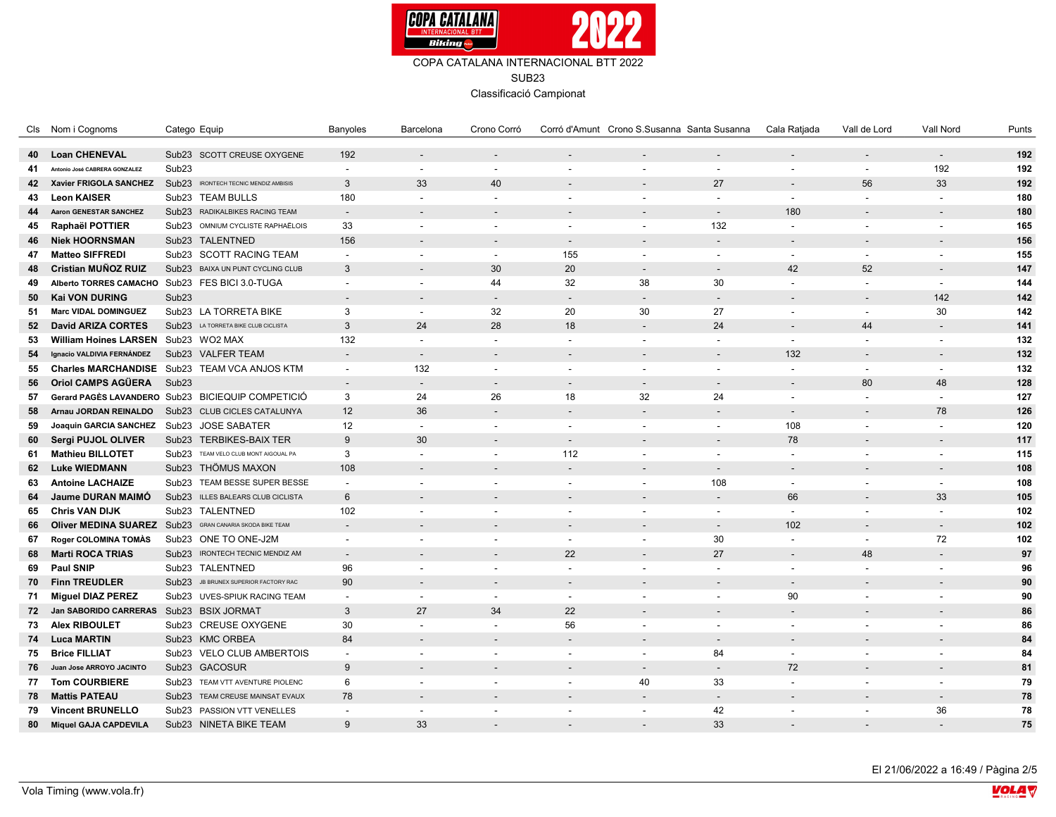COPA CATALANA INTERNACIONAL BTT 2022

SUB23

Classificació Campionat

| Cls | Nom i Cognoms | Catego | Equip | Banyoles | Barcelona | Crono Corró | Corró d'Amunt | Crono S.Susanna | Santa Susanna | Cala Ratjada | Vall de Lord | Vall Nord | Punts |
|---|---|---|---|---|---|---|---|---|---|---|---|---|---|
| **40** | **Loan CHENEVAL** | Sub23 | SCOTT CREUSE OXYGENE | 192 | - | - | - | - | - | - | - | - | **192** |
| **41** | **Antonio José CABRERA GONZALEZ** | Sub23 | | - | - | - | - | - | - | - | - | 192 | **192** |
| **42** | **Xavier FRIGOLA SANCHEZ** | Sub23 | IRONTECH TECNIC MENDIZ AMBISIS | 3 | 33 | 40 | - | - | 27 | - | 56 | 33 | **192** |
| **43** | **Leon KAISER** | Sub23 | TEAM BULLS | 180 | - | - | - | - | - | - | - | - | **180** |
| **44** | **Aaron GENESTAR SANCHEZ** | Sub23 | RADIKALBIKES RACING TEAM | - | - | - | - | - | - | 180 | - | - | **180** |
| **45** | **Raphaël POTTIER** | Sub23 | OMNIUM CYCLISTE RAPHAÉLOIS | 33 | - | - | - | - | 132 | - | - | - | **165** |
| **46** | **Niek HOORNSMAN** | Sub23 | TALENTNED | 156 | - | - | - | - | - | - | - | - | **156** |
| **47** | **Matteo SIFFREDI** | Sub23 | SCOTT RACING TEAM | - | - | - | 155 | - | - | - | - | - | **155** |
| **48** | **Cristian MUÑOZ RUIZ** | Sub23 | BAIXA UN PUNT CYCLING CLUB | 3 | - | 30 | 20 | - | - | 42 | 52 | - | **147** |
| **49** | **Alberto TORRES CAMACHO** | Sub23 | FES BICI 3.0-TUGA | - | - | 44 | 32 | 38 | 30 | - | - | - | **144** |
| **50** | **Kai VON DURING** | Sub23 | | - | - | - | - | - | - | - | - | 142 | **142** |
| **51** | **Marc VIDAL DOMINGUEZ** | Sub23 | LA TORRETA BIKE | 3 | - | 32 | 20 | 30 | 27 | - | - | 30 | **142** |
| **52** | **David ARIZA CORTES** | Sub23 | LA TORRETA BIKE CLUB CICLISTA | 3 | 24 | 28 | 18 | - | 24 | - | 44 | - | **141** |
| **53** | **William Hoines LARSEN** | Sub23 | WO2 MAX | 132 | - | - | - | - | - | - | - | - | **132** |
| **54** | **Ignacio VALDIVIA FERNÁNDEZ** | Sub23 | VALFER TEAM | - | - | - | - | - | - | 132 | - | - | **132** |
| **55** | **Charles MARCHANDISE** | Sub23 | TEAM VCA ANJOS KTM | - | 132 | - | - | - | - | - | - | - | **132** |
| **56** | **Oriol CAMPS AGÜERA** | Sub23 | | - | - | - | - | - | - | - | 80 | 48 | **128** |
| **57** | **Gerard PAGÈS LAVANDERO** | Sub23 | BICIEQUIP COMPETICIÓ | 3 | 24 | 26 | 18 | 32 | 24 | - | - | - | **127** |
| **58** | **Arnau JORDAN REINALDO** | Sub23 | CLUB CICLES CATALUNYA | 12 | 36 | - | - | - | - | - | - | 78 | **126** |
| **59** | **Joaquin GARCIA SANCHEZ** | Sub23 | JOSE SABATER | 12 | - | - | - | - | - | 108 | - | - | **120** |
| **60** | **Sergi PUJOL OLIVER** | Sub23 | TERBIKES-BAIX TER | 9 | 30 | - | - | - | - | 78 | - | - | **117** |
| **61** | **Mathieu BILLOTET** | Sub23 | TEAM VELO CLUB MONT AIGOUAL PA | 3 | - | - | 112 | - | - | - | - | - | **115** |
| **62** | **Luke WIEDMANN** | Sub23 | THÖMUS MAXON | 108 | - | - | - | - | - | - | - | - | **108** |
| **63** | **Antoine LACHAIZE** | Sub23 | TEAM BESSE SUPER BESSE | - | - | - | - | - | 108 | - | - | - | **108** |
| **64** | **Jaume DURAN MAIMÓ** | Sub23 | ILLES BALEARS CLUB CICLISTA | 6 | - | - | - | - | - | 66 | - | 33 | **105** |
| **65** | **Chris VAN DIJK** | Sub23 | TALENTNED | 102 | - | - | - | - | - | - | - | - | **102** |
| **66** | **Oliver MEDINA SUAREZ** | Sub23 | GRAN CANARIA SKODA BIKE TEAM | - | - | - | - | - | - | 102 | - | - | **102** |
| **67** | **Roger COLOMINA TOMÀS** | Sub23 | ONE TO ONE-J2M | - | - | - | - | - | 30 | - | - | 72 | **102** |
| **68** | **Marti ROCA TRIAS** | Sub23 | IRONTECH TECNIC MENDIZ AM | - | - | - | 22 | - | 27 | - | 48 | - | **97** |
| **69** | **Paul SNIP** | Sub23 | TALENTNED | 96 | - | - | - | - | - | - | - | - | **96** |
| **70** | **Finn TREUDLER** | Sub23 | JB BRUNEX SUPERIOR FACTORY RAC | 90 | - | - | - | - | - | - | - | - | **90** |
| **71** | **Miguel DIAZ PEREZ** | Sub23 | UVES-SPIUK RACING TEAM | - | - | - | - | - | - | 90 | - | - | **90** |
| **72** | **Jan SABORIDO CARRERAS** | Sub23 | BSIX JORMAT | 3 | 27 | 34 | 22 | - | - | - | - | - | **86** |
| **73** | **Alex RIBOULET** | Sub23 | CREUSE OXYGENE | 30 | - | - | 56 | - | - | - | - | - | **86** |
| **74** | **Luca MARTIN** | Sub23 | KMC ORBEA | 84 | - | - | - | - | - | - | - | - | **84** |
| **75** | **Brice FILLIAT** | Sub23 | VELO CLUB AMBERTOIS | - | - | - | - | - | 84 | - | - | - | **84** |
| **76** | **Juan Jose ARROYO JACINTO** | Sub23 | GACOSUR | 9 | - | - | - | - | - | 72 | - | - | **81** |
| **77** | **Tom COURBIERE** | Sub23 | TEAM VTT AVENTURE PIOLENC | 6 | - | - | - | 40 | 33 | - | - | - | **79** |
| **78** | **Mattis PATEAU** | Sub23 | TEAM CREUSE MAINSAT EVAUX | 78 | - | - | - | - | - | - | - | - | **78** |
| **79** | **Vincent BRUNELLO** | Sub23 | PASSION VTT VENELLES | - | - | - | - | - | 42 | - | - | 36 | **78** |
| **80** | **Miquel GAJA CAPDEVILA** | Sub23 | NINETA BIKE TEAM | 9 | 33 | - | - | - | 33 | - | - | - | **75** |

El 21/06/2022 a 16:49 / Pàgina 2/5

Vola Timing (www.vola.fr)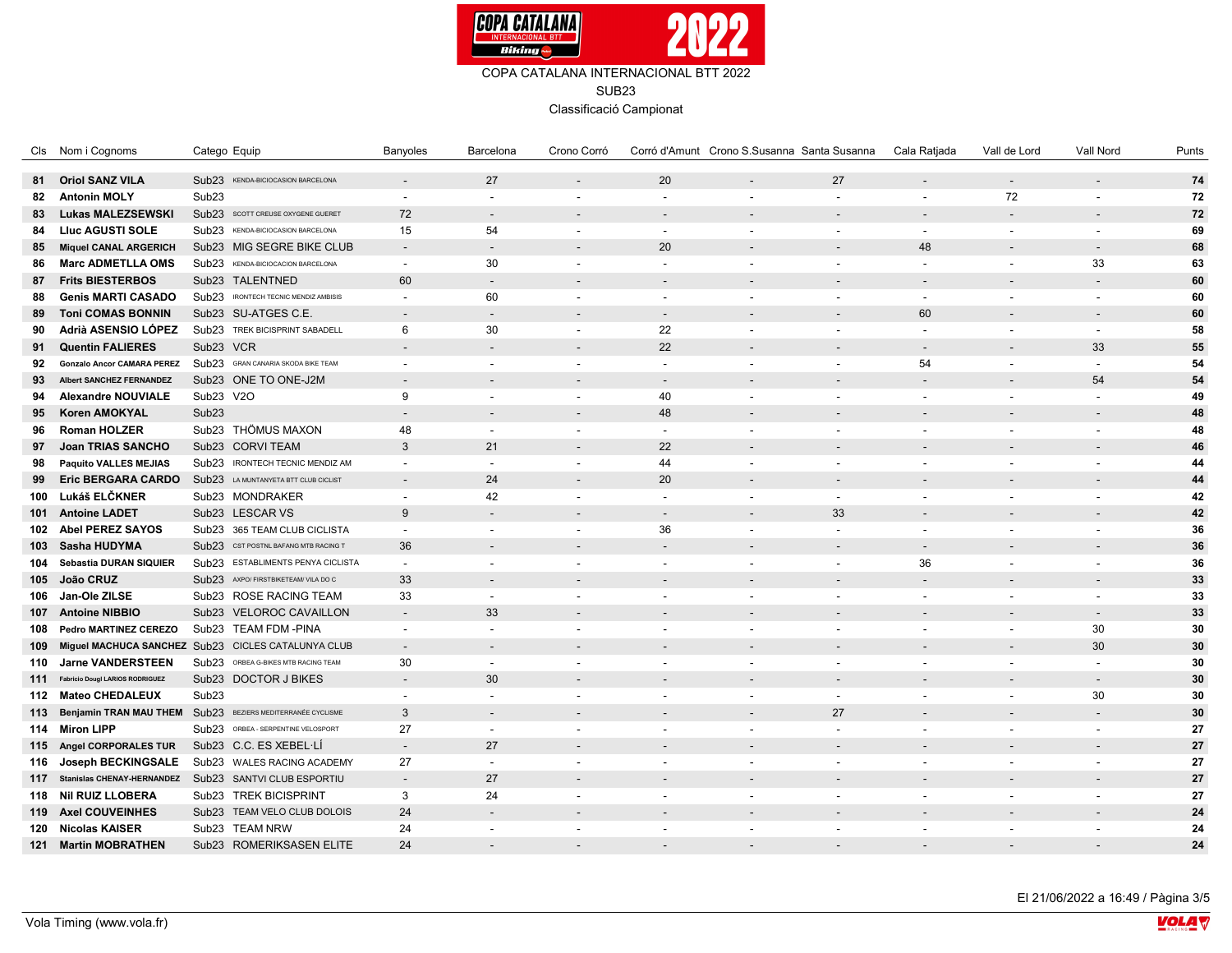COPA CATALANA INTERNACIONAL BTT 2022

SUB23

Classificació Campionat

| Cls | Nom i Cognoms | Catego | Equip | Banyoles | Barcelona | Crono Corró | Corró d'Amunt | Crono S.Susanna | Santa Susanna | Cala Ratjada | Vall de Lord | Vall Nord | Punts |
|---|---|---|---|---|---|---|---|---|---|---|---|---|---|
| 81 | **Oriol SANZ VILA** | Sub23 | KENDA-BICIOCASION BARCELONA | - | 27 | - | 20 | - | 27 | - | - | - | **74** |
| 82 | **Antonin MOLY** | Sub23 | | - | - | - | - | - | - | - | 72 | - | **72** |
| 83 | **Lukas MALEZSEWSKI** | Sub23 | SCOTT CREUSE OXYGENE GUERET | 72 | - | - | - | - | - | - | - | - | **72** |
| 84 | **Lluc AGUSTI SOLE** | Sub23 | KENDA-BICIOCASION BARCELONA | 15 | 54 | - | - | - | - | - | - | - | **69** |
| 85 | **Miquel CANAL ARGERICH** | Sub23 | MIG SEGRE BIKE CLUB | - | - | - | 20 | - | - | 48 | - | - | **68** |
| 86 | **Marc ADMETLLA OMS** | Sub23 | KENDA-BICIOCACION BARCELONA | - | 30 | - | - | - | - | - | - | 33 | **63** |
| 87 | **Frits BIESTERBOS** | Sub23 | TALENTNED | 60 | - | - | - | - | - | - | - | - | **60** |
| 88 | **Genis MARTI CASADO** | Sub23 | IRONTECH TECNIC MENDIZ AMBISIS | - | 60 | - | - | - | - | - | - | - | **60** |
| 89 | **Toni COMAS BONNIN** | Sub23 | SU-ATGES C.E. | - | - | - | - | - | - | 60 | - | - | **60** |
| 90 | **Adrià ASENSIO LÓPEZ** | Sub23 | TREK BICISPRINT SABADELL | 6 | 30 | - | 22 | - | - | - | - | - | **58** |
| 91 | **Quentin FALIERES** | Sub23 | VCR | - | - | - | 22 | - | - | - | - | 33 | **55** |
| 92 | **Gonzalo Ancor CAMARA PEREZ** | Sub23 | GRAN CANARIA SKODA BIKE TEAM | - | - | - | - | - | - | 54 | - | - | **54** |
| 93 | **Albert SANCHEZ FERNANDEZ** | Sub23 | ONE TO ONE-J2M | - | - | - | - | - | - | - | - | 54 | **54** |
| 94 | **Alexandre NOUVIALE** | Sub23 | V2O | 9 | - | - | 40 | - | - | - | - | - | **49** |
| 95 | **Koren AMOKYAL** | Sub23 | | - | - | - | 48 | - | - | - | - | - | **48** |
| 96 | **Roman HOLZER** | Sub23 | THÖMUS MAXON | 48 | - | - | - | - | - | - | - | - | **48** |
| 97 | **Joan TRIAS SANCHO** | Sub23 | CORVI TEAM | 3 | 21 | - | 22 | - | - | - | - | - | **46** |
| 98 | **Paquito VALLES MEJIAS** | Sub23 | IRONTECH TECNIC MENDIZ AM | - | - | - | 44 | - | - | - | - | - | **44** |
| 99 | **Eric BERGARA CARDO** | Sub23 | LA MUNTANYETA BTT CLUB CICLIST | - | 24 | - | 20 | - | - | - | - | - | **44** |
| 100 | **Lukáš ELČKNER** | Sub23 | MONDRAKER | - | 42 | - | - | - | - | - | - | - | **42** |
| 101 | **Antoine LADET** | Sub23 | LESCAR VS | 9 | - | - | - | - | 33 | - | - | - | **42** |
| 102 | **Abel PEREZ SAYOS** | Sub23 | 365 TEAM CLUB CICLISTA | - | - | - | 36 | - | - | - | - | - | **36** |
| 103 | **Sasha HUDYMA** | Sub23 | CST POSTNL BAFANG MTB RACING T | 36 | - | - | - | - | - | - | - | - | **36** |
| 104 | **Sebastia DURAN SIQUIER** | Sub23 | ESTABLIMENTS PENYA CICLISTA | - | - | - | - | - | - | 36 | - | - | **36** |
| 105 | **João CRUZ** | Sub23 | AXPO/ FIRSTBIKETEAM/ VILA DO C | 33 | - | - | - | - | - | - | - | - | **33** |
| 106 | **Jan-Ole ZILSE** | Sub23 | ROSE RACING TEAM | 33 | - | - | - | - | - | - | - | - | **33** |
| 107 | **Antoine NIBBIO** | Sub23 | VELOROC CAVAILLON | - | 33 | - | - | - | - | - | - | - | **33** |
| 108 | **Pedro MARTINEZ CEREZO** | Sub23 | TEAM FDM -PINA | - | - | - | - | - | - | - | - | 30 | **30** |
| 109 | **Miguel MACHUCA SANCHEZ** | Sub23 | CICLES CATALUNYA CLUB | - | - | - | - | - | - | - | - | 30 | **30** |
| 110 | **Jarne VANDERSTEEN** | Sub23 | ORBEA G-BIKES MTB RACING TEAM | 30 | - | - | - | - | - | - | - | - | **30** |
| 111 | **Fabricio Dougl LARIOS RODRIGUEZ** | Sub23 | DOCTOR J BIKES | - | 30 | - | - | - | - | - | - | - | **30** |
| 112 | **Mateo CHEDALEUX** | Sub23 | | - | - | - | - | - | - | - | - | 30 | **30** |
| 113 | **Benjamin TRAN MAU THEM** | Sub23 | BEZIERS MEDITERRANÉE CYCLISME | 3 | - | - | - | - | 27 | - | - | - | **30** |
| 114 | **Miron LIPP** | Sub23 | ORBEA - SERPENTINE VELOSPORT | 27 | - | - | - | - | - | - | - | - | **27** |
| 115 | **Angel CORPORALES TUR** | Sub23 | C.C. ES XEBEL·LÍ | - | 27 | - | - | - | - | - | - | - | **27** |
| 116 | **Joseph BECKINGSALE** | Sub23 | WALES RACING ACADEMY | 27 | - | - | - | - | - | - | - | - | **27** |
| 117 | **Stanislas CHENAY-HERNANDEZ** | Sub23 | SANTVI CLUB ESPORTIU | - | 27 | - | - | - | - | - | - | - | **27** |
| 118 | **Nil RUIZ LLOBERA** | Sub23 | TREK BICISPRINT | 3 | 24 | - | - | - | - | - | - | - | **27** |
| 119 | **Axel COUVEINHES** | Sub23 | TEAM VELO CLUB DOLOIS | 24 | - | - | - | - | - | - | - | - | **24** |
| 120 | **Nicolas KAISER** | Sub23 | TEAM NRW | 24 | - | - | - | - | - | - | - | - | **24** |
| 121 | **Martin MOBRATHEN** | Sub23 | ROMERIKSASEN ELITE | 24 | - | - | - | - | - | - | - | - | **24** |

El 21/06/2022 a 16:49

Vola Timing (www.vola.fr)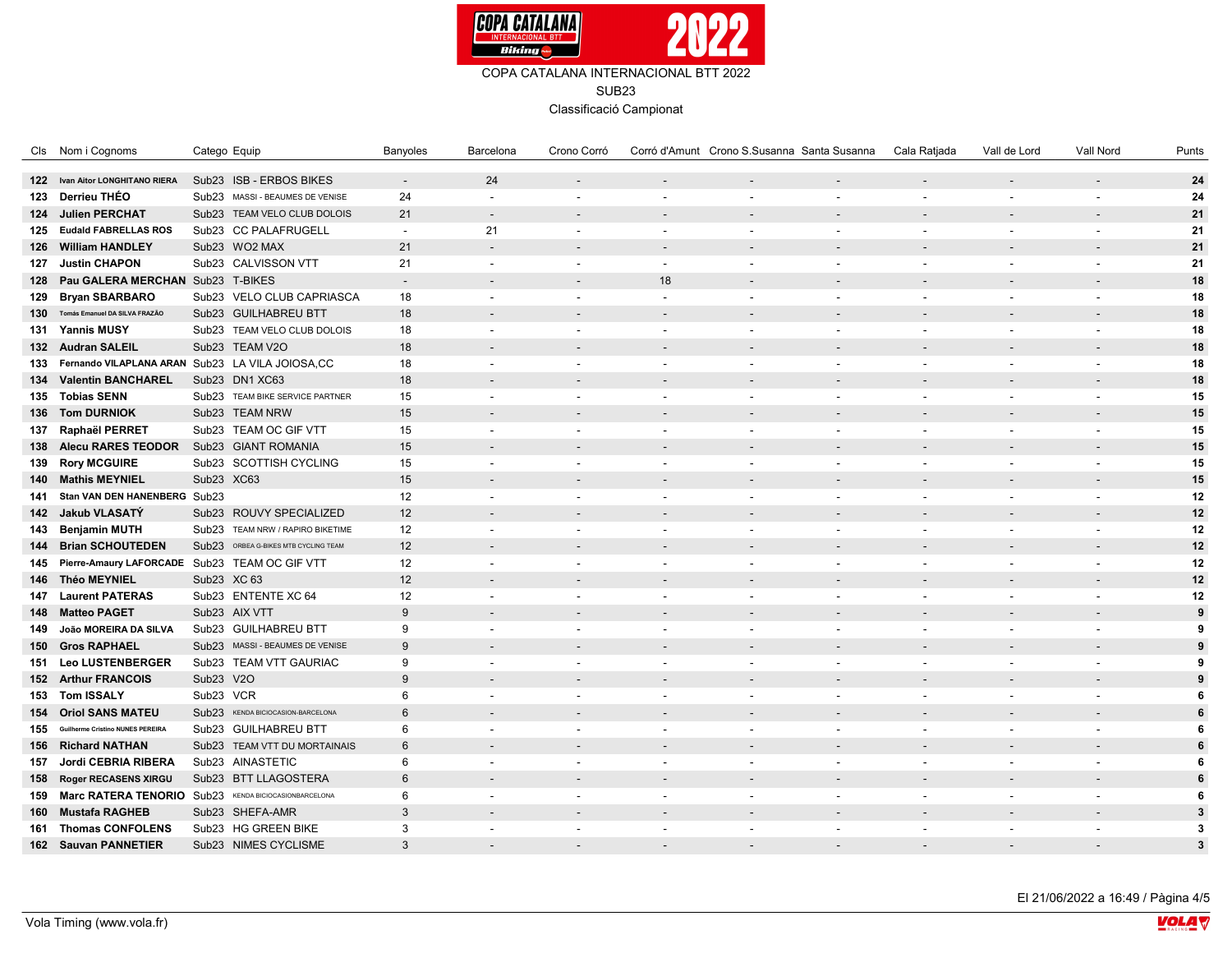COPA CATALANA INTERNACIONAL BTT 2022

SUB23

Classificació Campionat

| Cls | Nom i Cognoms | Catego | Equip | Banyoles | Barcelona | Crono Corró | Corró d'Amunt | Crono S.Susanna | Santa Susanna | Cala Ratjada | Vall de Lord | Vall Nord | Punts |
|---|---|---|---|---|---|---|---|---|---|---|---|---|---|
| 122 | **Ivan Aitor LONGHITANO RIERA** | Sub23 | ISB - ERBOS BIKES | - | 24 | - | - | - | - | - | - | - | **24** |
| 123 | **Derrieu THÉO** | Sub23 | MASSI - BEAUMES DE VENISE | 24 | - | - | - | - | - | - | - | - | **24** |
| 124 | **Julien PERCHAT** | Sub23 | TEAM VELO CLUB DOLOIS | 21 | - | - | - | - | - | - | - | - | **21** |
| 125 | **Eudald FABRELLAS ROS** | Sub23 | CC PALAFRUGELL | - | 21 | - | - | - | - | - | - | - | **21** |
| 126 | **William HANDLEY** | Sub23 | WO2 MAX | 21 | - | - | - | - | - | - | - | - | **21** |
| 127 | **Justin CHAPON** | Sub23 | CALVISSON VTT | 21 | - | - | - | - | - | - | - | - | **21** |
| 128 | **Pau GALERA MERCHAN** | Sub23 | T-BIKES | - | - | - | 18 | - | - | - | - | - | **18** |
| 129 | **Bryan SBARBARO** | Sub23 | VELO CLUB CAPRIASCA | 18 | - | - | - | - | - | - | - | - | **18** |
| 130 | **Tomás Emanuel DA SILVA FRAZÃO** | Sub23 | GUILHABREU BTT | 18 | - | - | - | - | - | - | - | - | **18** |
| 131 | **Yannis MUSY** | Sub23 | TEAM VELO CLUB DOLOIS | 18 | - | - | - | - | - | - | - | - | **18** |
| 132 | **Audran SALEIL** | Sub23 | TEAM V2O | 18 | - | - | - | - | - | - | - | - | **18** |
| 133 | **Fernando VILAPLANA ARAN** | Sub23 | LA VILA JOIOSA,CC | 18 | - | - | - | - | - | - | - | - | **18** |
| 134 | **Valentin BANCHAREL** | Sub23 | DN1 XC63 | 18 | - | - | - | - | - | - | - | - | **18** |
| 135 | **Tobias SENN** | Sub23 | TEAM BIKE SERVICE PARTNER | 15 | - | - | - | - | - | - | - | - | **15** |
| 136 | **Tom DURNIOK** | Sub23 | TEAM NRW | 15 | - | - | - | - | - | - | - | - | **15** |
| 137 | **Raphaël PERRET** | Sub23 | TEAM OC GIF VTT | 15 | - | - | - | - | - | - | - | - | **15** |
| 138 | **Alecu RARES TEODOR** | Sub23 | GIANT ROMANIA | 15 | - | - | - | - | - | - | - | - | **15** |
| 139 | **Rory MCGUIRE** | Sub23 | SCOTTISH CYCLING | 15 | - | - | - | - | - | - | - | - | **15** |
| 140 | **Mathis MEYNIEL** | Sub23 | XC63 | 15 | - | - | - | - | - | - | - | - | **15** |
| 141 | **Stan VAN DEN HANENBERG** | Sub23 | | 12 | - | - | - | - | - | - | - | - | **12** |
| 142 | **Jakub VLASATÝ** | Sub23 | ROUVY SPECIALIZED | 12 | - | - | - | - | - | - | - | - | **12** |
| 143 | **Benjamin MUTH** | Sub23 | TEAM NRW / RAPIRO BIKETIME | 12 | - | - | - | - | - | - | - | - | **12** |
| 144 | **Brian SCHOUTEDEN** | Sub23 | ORBEA G-BIKES MTB CYCLING TEAM | 12 | - | - | - | - | - | - | - | - | **12** |
| 145 | **Pierre-Amaury LAFORCADE** | Sub23 | TEAM OC GIF VTT | 12 | - | - | - | - | - | - | - | - | **12** |
| 146 | **Théo MEYNIEL** | Sub23 | XC 63 | 12 | - | - | - | - | - | - | - | - | **12** |
| 147 | **Laurent PATERAS** | Sub23 | ENTENTE XC 64 | 12 | - | - | - | - | - | - | - | - | **12** |
| 148 | **Matteo PAGET** | Sub23 | AIX VTT | 9 | - | - | - | - | - | - | - | - | **9** |
| 149 | **João MOREIRA DA SILVA** | Sub23 | GUILHABREU BTT | 9 | - | - | - | - | - | - | - | - | **9** |
| 150 | **Gros RAPHAEL** | Sub23 | MASSI - BEAUMES DE VENISE | 9 | - | - | - | - | - | - | - | - | **9** |
| 151 | **Leo LUSTENBERGER** | Sub23 | TEAM VTT GAURIAC | 9 | - | - | - | - | - | - | - | - | **9** |
| 152 | **Arthur FRANCOIS** | Sub23 | V2O | 9 | - | - | - | - | - | - | - | - | **9** |
| 153 | **Tom ISSALY** | Sub23 | VCR | 6 | - | - | - | - | - | - | - | - | **6** |
| 154 | **Oriol SANS MATEU** | Sub23 | KENDA BICIOCASION-BARCELONA | 6 | - | - | - | - | - | - | - | - | **6** |
| 155 | **Guilherme Cristino NUNES PEREIRA** | Sub23 | GUILHABREU BTT | 6 | - | - | - | - | - | - | - | - | **6** |
| 156 | **Richard NATHAN** | Sub23 | TEAM VTT DU MORTAINAIS | 6 | - | - | - | - | - | - | - | - | **6** |
| 157 | **Jordi CEBRIA RIBERA** | Sub23 | AINASTETIC | 6 | - | - | - | - | - | - | - | - | **6** |
| 158 | **Roger RECASENS XIRGU** | Sub23 | BTT LLAGOSTERA | 6 | - | - | - | - | - | - | - | - | **6** |
| 159 | **Marc RATERA TENORIO** | Sub23 | KENDA BICIOCASIONBARCELONA | 6 | - | - | - | - | - | - | - | - | **6** |
| 160 | **Mustafa RAGHEB** | Sub23 | SHEFA-AMR | 3 | - | - | - | - | - | - | - | - | **3** |
| 161 | **Thomas CONFOLENS** | Sub23 | HG GREEN BIKE | 3 | - | - | - | - | - | - | - | - | **3** |
| 162 | **Sauvan PANNETIER** | Sub23 | NIMES CYCLISME | 3 | - | - | - | - | - | - | - | - | **3** |

El 21/06/2022 a 16:49 / Pàgina 4/5

Vola Timing (www.vola.fr)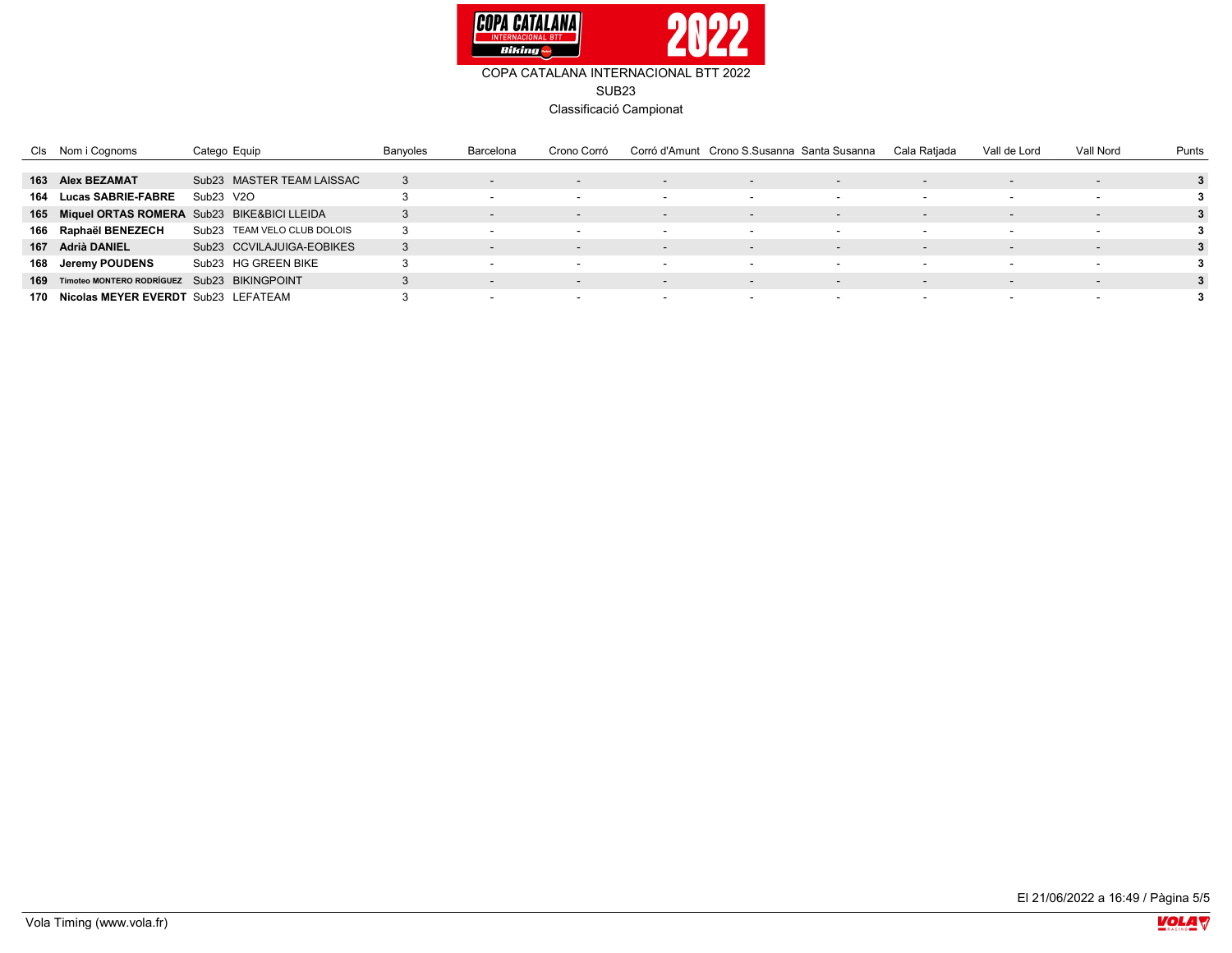COPA CATALANA INTERNACIONAL BTT 2022

SUB23

Classificació Campionat

| Cls | Nom i Cognoms | Catego | Equip | Banyoles | Barcelona | Crono Corró | Corró d'Amunt | Crono S.Susanna | Santa Susanna | Cala Ratjada | Vall de Lord | Vall Nord | Punts |
|---|---|---|---|---|---|---|---|---|---|---|---|---|---|
| **163** | **Alex BEZAMAT** | Sub23 | MASTER TEAM LAISSAC | 3 | - | - | - | - | - | - | - | - | **3** |
| **164** | **Lucas SABRIE-FABRE** | Sub23 | V2O | 3 | - | - | - | - | - | - | - | - | **3** |
| **165** | **Miquel ORTAS ROMERA** | Sub23 | BIKE&BICI LLEIDA | 3 | - | - | - | - | - | - | - | - | **3** |
| **166** | **Raphaël BENEZECH** | Sub23 | TEAM VELO CLUB DOLOIS | 3 | - | - | - | - | - | - | - | - | **3** |
| **167** | **Adrià DANIEL** | Sub23 | CCVILAJUIGA-EOBIKES | 3 | - | - | - | - | - | - | - | - | **3** |
| **168** | **Jeremy POUDENS** | Sub23 | HG GREEN BIKE | 3 | - | - | - | - | - | - | - | - | **3** |
| **169** | **Timoteo MONTERO RODRÍGUEZ** | Sub23 | BIKINGPOINT | 3 | - | - | - | - | - | - | - | - | **3** |
| **170** | **Nicolas MEYER EVERDT** | Sub23 | LEFATEAM | 3 | - | - | - | - | - | - | - | - | **3** |

El 21/06/2022 a 16:49 / Pàgina 5/5

Vola Timing (www.vola.fr)